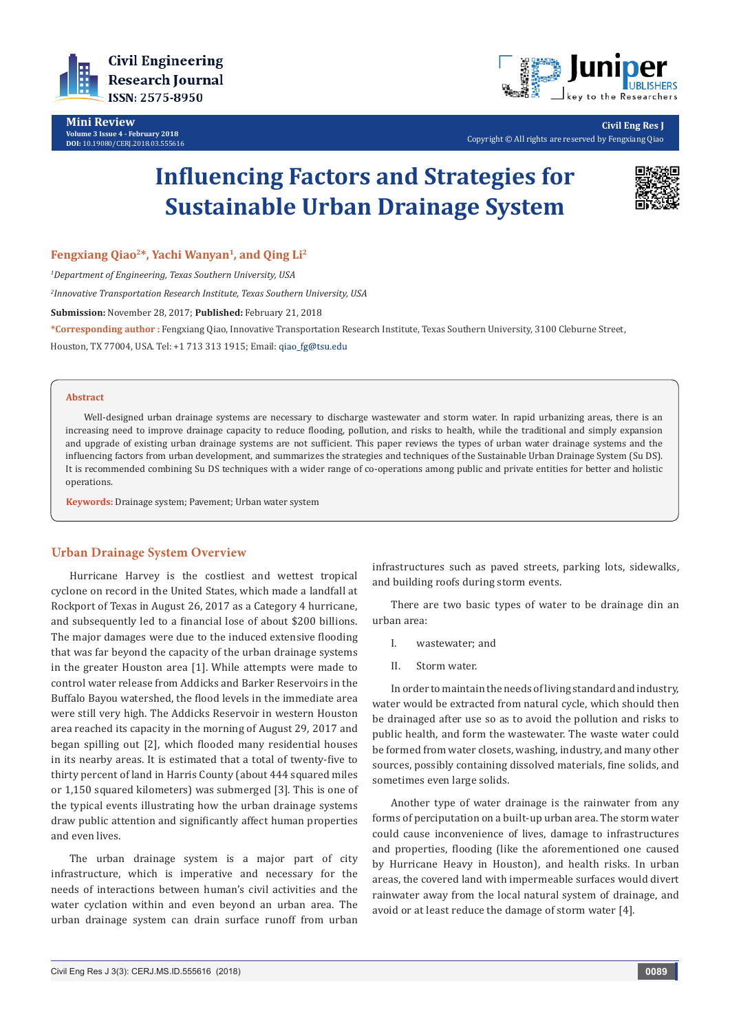Mini Review

Volume 3 Issue 4 - February 2018

DOI: 10.19080/CERJ.2018.03.555616

Copyright © All rights are reserved by Fengxiang Qiao

# Influencing Factors and Strategies for Sustainable Urban Drainage System

**Fengxiang Qiao[2]*, Yachi Wanyan[1], and Qing Li[2]**

*[1]Department of Engineering, Texas Southern University, USA*

*[2]Innovative Transportation Research Institute, Texas Southern University, USA*

**Submission:** November 28, 2017; **Published:** February 21, 2018

***Corresponding author :** Fengxiang Qiao, Innovative Transportation Research Institute, Texas Southern University, 3100 Cleburne Street, Houston, TX 77004, USA. Tel: +1 713 313 1915; Email: qiao_fg@tsu.edu

**Abstract**

Well-designed urban drainage systems are necessary to discharge wastewater and storm water. In rapid urbanizing areas, there is an increasing need to improve drainage capacity to reduce flooding, pollution, and risks to health, while the traditional and simply expansion and upgrade of existing urban drainage systems are not sufficient. This paper reviews the types of urban water drainage systems and the influencing factors from urban development, and summarizes the strategies and techniques of the Sustainable Urban Drainage System (Su DS). It is recommended combining Su DS techniques with a wider range of co-operations among public and private entities for better and holistic operations.

**Keywords:** Drainage system; Pavement; Urban water system

## Urban Drainage System Overview

Hurricane Harvey is the costliest and wettest tropical cyclone on record in the United States, which made a landfall at Rockport of Texas in August 26, 2017 as a Category 4 hurricane, and subsequently led to a financial lose of about $200 billions. The major damages were due to the induced extensive flooding that was far beyond the capacity of the urban drainage systems in the greater Houston area [1]. While attempts were made to control water release from Addicks and Barker Reservoirs in the Buffalo Bayou watershed, the flood levels in the immediate area were still very high. The Addicks Reservoir in western Houston area reached its capacity in the morning of August 29, 2017 and began spilling out [2], which flooded many residential houses in its nearby areas. It is estimated that a total of twenty-five to thirty percent of land in Harris County (about 444 squared miles or 1,150 squared kilometers) was submerged [3]. This is one of the typical events illustrating how the urban drainage systems draw public attention and significantly affect human properties and even lives.

The urban drainage system is a major part of city infrastructure, which is imperative and necessary for the needs of interactions between human's civil activities and the water cyclation within and even beyond an urban area. The urban drainage system can drain surface runoff from urban infrastructures such as paved streets, parking lots, sidewalks, and building roofs during storm events.

There are two basic types of water to be drainage din an urban area:

I. wastewater; and

II. Storm water.

In order to maintain the needs of living standard and industry, water would be extracted from natural cycle, which should then be drainaged after use so as to avoid the pollution and risks to public health, and form the wastewater. The waste water could be formed from water closets, washing, industry, and many other sources, possibly containing dissolved materials, fine solids, and sometimes even large solids.

Another type of water drainage is the rainwater from any forms of perciputation on a built-up urban area. The storm water could cause inconvenience of lives, damage to infrastructures and properties, flooding (like the aforementioned one caused by Hurricane Heavy in Houston), and health risks. In urban areas, the covered land with impermeable surfaces would divert rainwater away from the local natural system of drainage, and avoid or at least reduce the damage of storm water [4].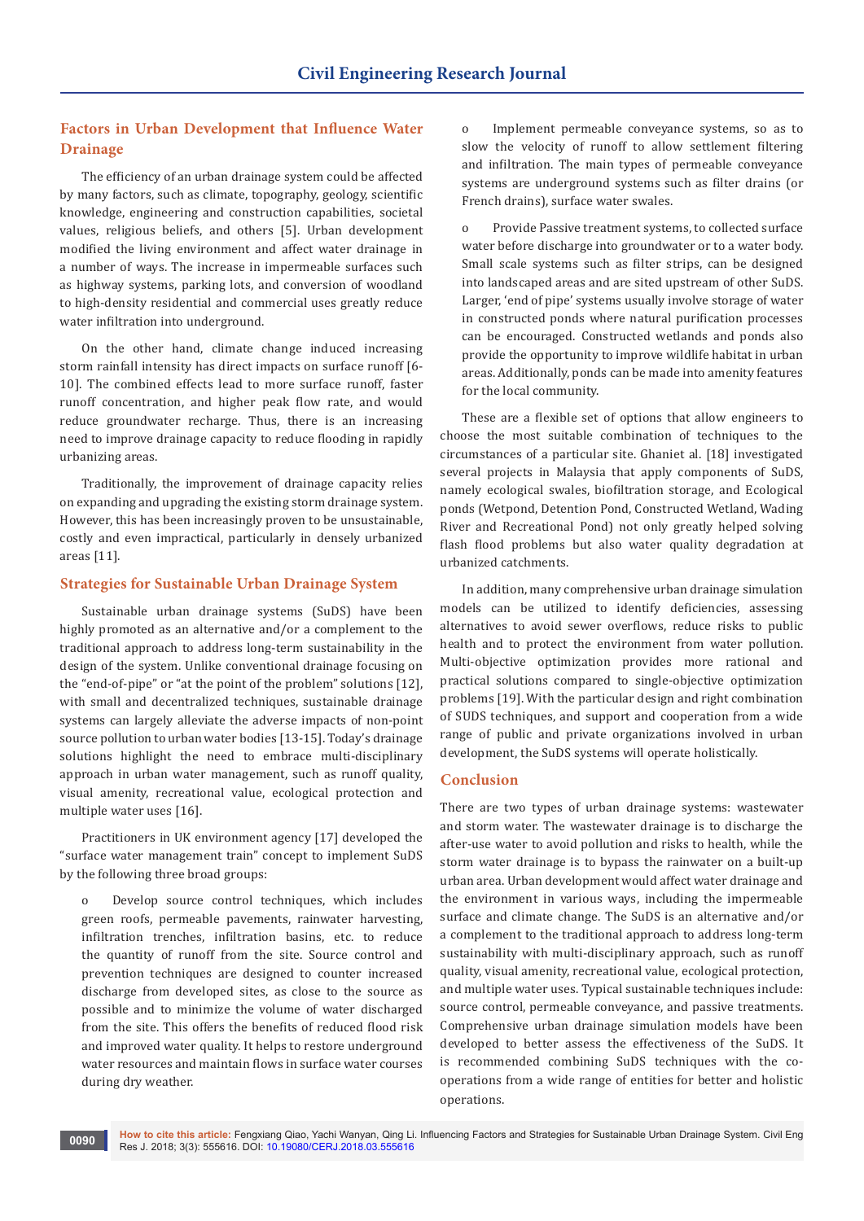## Factors in Urban Development that Influence Water Drainage

The efficiency of an urban drainage system could be affected by many factors, such as climate, topography, geology, scientific knowledge, engineering and construction capabilities, societal values, religious beliefs, and others [5]. Urban development modified the living environment and affect water drainage in a number of ways. The increase in impermeable surfaces such as highway systems, parking lots, and conversion of woodland to high-density residential and commercial uses greatly reduce water infiltration into underground.

On the other hand, climate change induced increasing storm rainfall intensity has direct impacts on surface runoff [6-10]. The combined effects lead to more surface runoff, faster runoff concentration, and higher peak flow rate, and would reduce groundwater recharge. Thus, there is an increasing need to improve drainage capacity to reduce flooding in rapidly urbanizing areas.

Traditionally, the improvement of drainage capacity relies on expanding and upgrading the existing storm drainage system. However, this has been increasingly proven to be unsustainable, costly and even impractical, particularly in densely urbanized areas [11].

## Strategies for Sustainable Urban Drainage System

Sustainable urban drainage systems (SuDS) have been highly promoted as an alternative and/or a complement to the traditional approach to address long-term sustainability in the design of the system. Unlike conventional drainage focusing on the "end-of-pipe" or "at the point of the problem" solutions [12], with small and decentralized techniques, sustainable drainage systems can largely alleviate the adverse impacts of non-point source pollution to urban water bodies [13-15]. Today's drainage solutions highlight the need to embrace multi-disciplinary approach in urban water management, such as runoff quality, visual amenity, recreational value, ecological protection and multiple water uses [16].

Practitioners in UK environment agency [17] developed the "surface water management train" concept to implement SuDS by the following three broad groups:

- Develop source control techniques, which includes green roofs, permeable pavements, rainwater harvesting, infiltration trenches, infiltration basins, etc. to reduce the quantity of runoff from the site. Source control and prevention techniques are designed to counter increased discharge from developed sites, as close to the source as possible and to minimize the volume of water discharged from the site. This offers the benefits of reduced flood risk and improved water quality. It helps to restore underground water resources and maintain flows in surface water courses during dry weather.

- Implement permeable conveyance systems, so as to slow the velocity of runoff to allow settlement filtering and infiltration. The main types of permeable conveyance systems are underground systems such as filter drains (or French drains), surface water swales.

- Provide Passive treatment systems, to collected surface water before discharge into groundwater or to a water body. Small scale systems such as filter strips, can be designed into landscaped areas and are sited upstream of other SuDS. Larger, 'end of pipe' systems usually involve storage of water in constructed ponds where natural purification processes can be encouraged. Constructed wetlands and ponds also provide the opportunity to improve wildlife habitat in urban areas. Additionally, ponds can be made into amenity features for the local community.

These are a flexible set of options that allow engineers to choose the most suitable combination of techniques to the circumstances of a particular site. Ghaniet al. [18] investigated several projects in Malaysia that apply components of SuDS, namely ecological swales, biofiltration storage, and Ecological ponds (Wetpond, Detention Pond, Constructed Wetland, Wading River and Recreational Pond) not only greatly helped solving flash flood problems but also water quality degradation at urbanized catchments.

In addition, many comprehensive urban drainage simulation models can be utilized to identify deficiencies, assessing alternatives to avoid sewer overflows, reduce risks to public health and to protect the environment from water pollution. Multi-objective optimization provides more rational and practical solutions compared to single-objective optimization problems [19]. With the particular design and right combination of SUDS techniques, and support and cooperation from a wide range of public and private organizations involved in urban development, the SuDS systems will operate holistically.

## Conclusion

There are two types of urban drainage systems: wastewater and storm water. The wastewater drainage is to discharge the after-use water to avoid pollution and risks to health, while the storm water drainage is to bypass the rainwater on a built-up urban area. Urban development would affect water drainage and the environment in various ways, including the impermeable surface and climate change. The SuDS is an alternative and/or a complement to the traditional approach to address long-term sustainability with multi-disciplinary approach, such as runoff quality, visual amenity, recreational value, ecological protection, and multiple water uses. Typical sustainable techniques include: source control, permeable conveyance, and passive treatments. Comprehensive urban drainage simulation models have been developed to better assess the effectiveness of the SuDS. It is recommended combining SuDS techniques with the co-operations from a wide range of entities for better and holistic operations.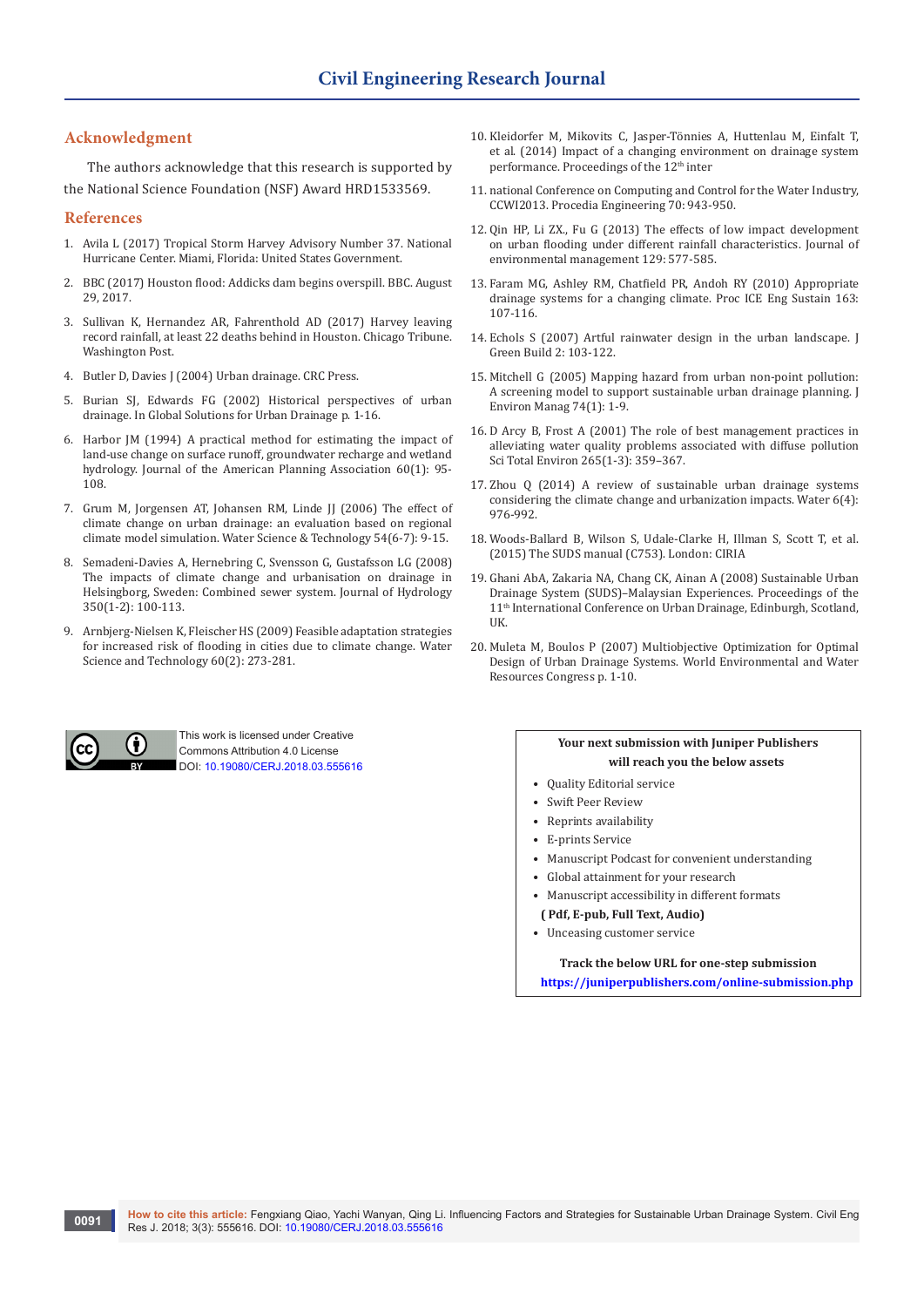## Acknowledgment

The authors acknowledge that this research is supported by the National Science Foundation (NSF) Award HRD1533569.

## References

1. Avila L (2017) Tropical Storm Harvey Advisory Number 37. National Hurricane Center. Miami, Florida: United States Government.
2. BBC (2017) Houston flood: Addicks dam begins overspill. BBC. August 29, 2017.
3. Sullivan K, Hernandez AR, Fahrenthold AD (2017) Harvey leaving record rainfall, at least 22 deaths behind in Houston. Chicago Tribune. Washington Post.
4. Butler D, Davies J (2004) Urban drainage. CRC Press.
5. Burian SJ, Edwards FG (2002) Historical perspectives of urban drainage. In Global Solutions for Urban Drainage p. 1-16.
6. Harbor JM (1994) A practical method for estimating the impact of land-use change on surface runoff, groundwater recharge and wetland hydrology. Journal of the American Planning Association 60(1): 95-108.
7. Grum M, Jorgensen AT, Johansen RM, Linde JJ (2006) The effect of climate change on urban drainage: an evaluation based on regional climate model simulation. Water Science & Technology 54(6-7): 9-15.
8. Semadeni-Davies A, Hernebring C, Svensson G, Gustafsson LG (2008) The impacts of climate change and urbanisation on drainage in Helsingborg, Sweden: Combined sewer system. Journal of Hydrology 350(1-2): 100-113.
9. Arnbjerg-Nielsen K, Fleischer HS (2009) Feasible adaptation strategies for increased risk of flooding in cities due to climate change. Water Science and Technology 60(2): 273-281.
10. Kleidorfer M, Mikovits C, Jasper-Tönnies A, Huttenlau M, Einfalt T, et al. (2014) Impact of a changing environment on drainage system performance. Proceedings of the 12th inter
11. national Conference on Computing and Control for the Water Industry, CCWI2013. Procedia Engineering 70: 943-950.
12. Qin HP, Li ZX., Fu G (2013) The effects of low impact development on urban flooding under different rainfall characteristics. Journal of environmental management 129: 577-585.
13. Faram MG, Ashley RM, Chatfield PR, Andoh RY (2010) Appropriate drainage systems for a changing climate. Proc ICE Eng Sustain 163: 107-116.
14. Echols S (2007) Artful rainwater design in the urban landscape. J Green Build 2: 103-122.
15. Mitchell G (2005) Mapping hazard from urban non-point pollution: A screening model to support sustainable urban drainage planning. J Environ Manag 74(1): 1-9.
16. D Arcy B, Frost A (2001) The role of best management practices in alleviating water quality problems associated with diffuse pollution Sci Total Environ 265(1-3): 359–367.
17. Zhou Q (2014) A review of sustainable urban drainage systems considering the climate change and urbanization impacts. Water 6(4): 976-992.
18. Woods-Ballard B, Wilson S, Udale-Clarke H, Illman S, Scott T, et al. (2015) The SUDS manual (C753). London: CIRIA
19. Ghani AbA, Zakaria NA, Chang CK, Ainan A (2008) Sustainable Urban Drainage System (SUDS)–Malaysian Experiences. Proceedings of the 11th International Conference on Urban Drainage, Edinburgh, Scotland, UK.
20. Muleta M, Boulos P (2007) Multiobjective Optimization for Optimal Design of Urban Drainage Systems. World Environmental and Water Resources Congress p. 1-10.

This work is licensed under Creative Commons Attribution 4.0 License
DOI: 10.19080/CERJ.2018.03.555616

**Your next submission with Juniper Publishers will reach you the below assets**

- Quality Editorial service
- Swift Peer Review
- Reprints availability
- E-prints Service
- Manuscript Podcast for convenient understanding
- Global attainment for your research
- Manuscript accessibility in different formats

**( Pdf, E-pub, Full Text, Audio)**

- Unceasing customer service

**Track the below URL for one-step submission**
**https://juniperpublishers.com/online-submission.php**